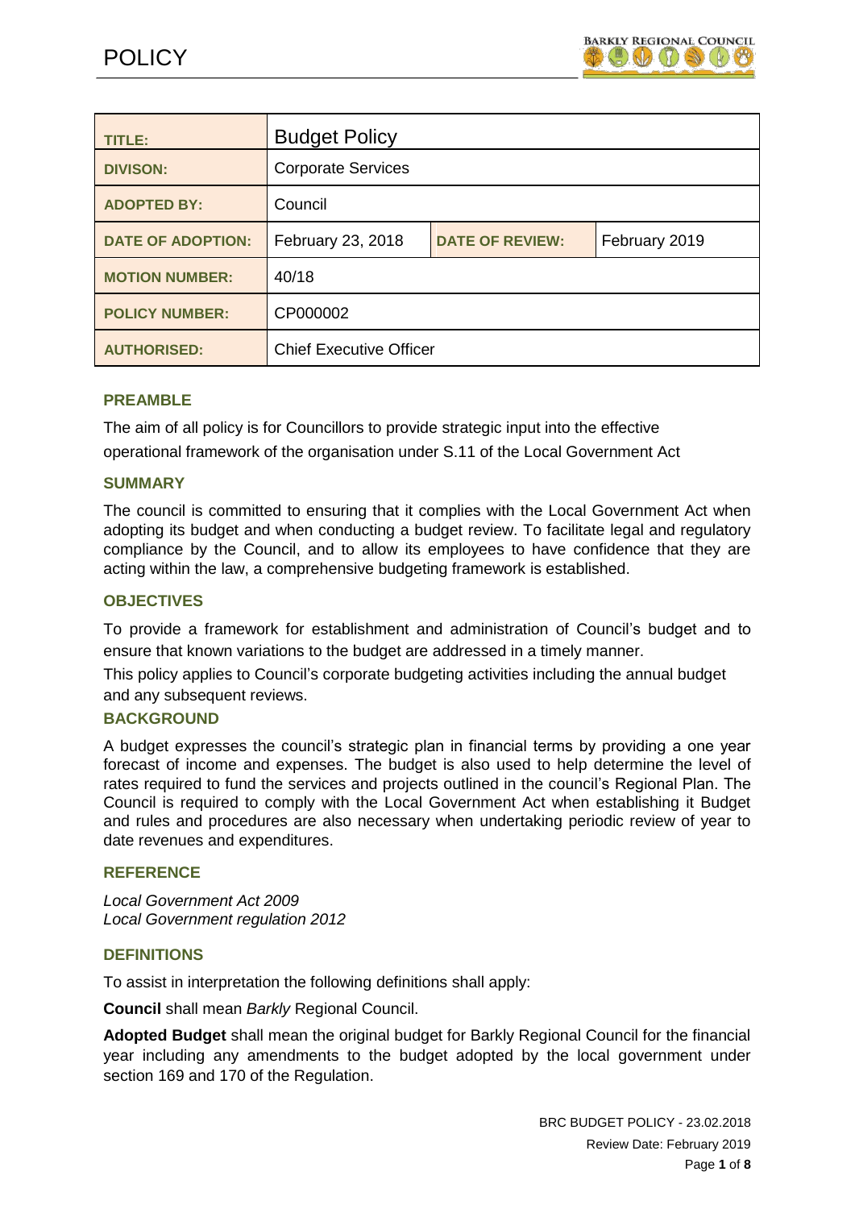# POLICY

| TITLE: | Budget Policy | | |
|---|---|---|---|
| DIVISON: | Corporate Services | | |
| ADOPTED BY: | Council | | |
| DATE OF ADOPTION: | February 23, 2018 | DATE OF REVIEW: | February 2019 |
| MOTION NUMBER: | 40/18 | | |
| POLICY NUMBER: | CP000002 | | |
| AUTHORISED: | Chief Executive Officer | | |

## PREAMBLE

The aim of all policy is for Councillors to provide strategic input into the effective operational framework of the organisation under S.11 of the Local Government Act

## SUMMARY

The council is committed to ensuring that it complies with the Local Government Act when adopting its budget and when conducting a budget review. To facilitate legal and regulatory compliance by the Council, and to allow its employees to have confidence that they are acting within the law, a comprehensive budgeting framework is established.

## OBJECTIVES

To provide a framework for establishment and administration of Council's budget and to ensure that known variations to the budget are addressed in a timely manner.

This policy applies to Council's corporate budgeting activities including the annual budget and any subsequent reviews.

## BACKGROUND

A budget expresses the council's strategic plan in financial terms by providing a one year forecast of income and expenses. The budget is also used to help determine the level of rates required to fund the services and projects outlined in the council's Regional Plan. The Council is required to comply with the Local Government Act when establishing it Budget and rules and procedures are also necessary when undertaking periodic review of year to date revenues and expenditures.

## REFERENCE

*Local Government Act 2009*
*Local Government regulation 2012*

## DEFINITIONS

To assist in interpretation the following definitions shall apply:

**Council** shall mean *Barkly* Regional Council.

**Adopted Budget** shall mean the original budget for Barkly Regional Council for the financial year including any amendments to the budget adopted by the local government under section 169 and 170 of the Regulation.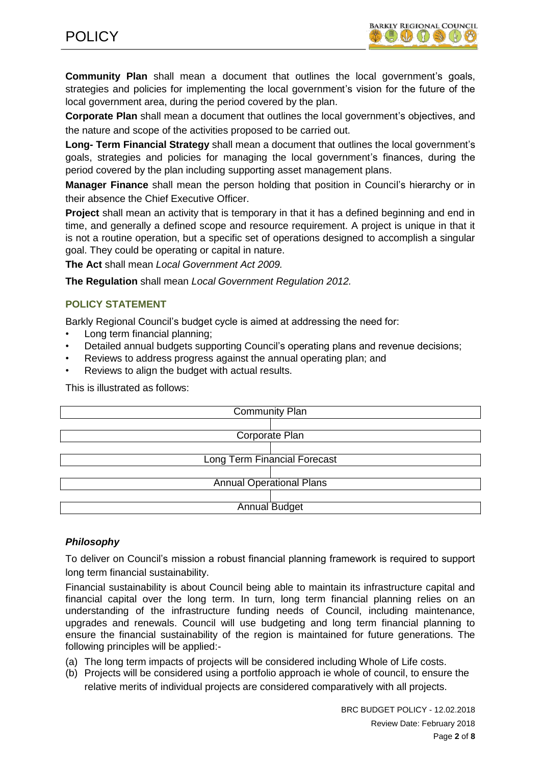**Community Plan** shall mean a document that outlines the local government's goals, strategies and policies for implementing the local government's vision for the future of the local government area, during the period covered by the plan.

**Corporate Plan** shall mean a document that outlines the local government's objectives, and the nature and scope of the activities proposed to be carried out.

**Long- Term Financial Strategy** shall mean a document that outlines the local government's goals, strategies and policies for managing the local government's finances, during the period covered by the plan including supporting asset management plans.

**Manager Finance** shall mean the person holding that position in Council's hierarchy or in their absence the Chief Executive Officer.

**Project** shall mean an activity that is temporary in that it has a defined beginning and end in time, and generally a defined scope and resource requirement. A project is unique in that it is not a routine operation, but a specific set of operations designed to accomplish a singular goal. They could be operating or capital in nature.

**The Act** shall mean *Local Government Act 2009.*

**The Regulation** shall mean *Local Government Regulation 2012.*

## POLICY STATEMENT

Barkly Regional Council's budget cycle is aimed at addressing the need for:

- Long term financial planning;
- Detailed annual budgets supporting Council's operating plans and revenue decisions;
- Reviews to address progress against the annual operating plan; and
- Reviews to align the budget with actual results.

This is illustrated as follows:

| Community Plan |
|---|
| Corporate Plan |
| Long Term Financial Forecast |
| Annual Operational Plans |
| Annual Budget |

### *Philosophy*

To deliver on Council's mission a robust financial planning framework is required to support long term financial sustainability.

Financial sustainability is about Council being able to maintain its infrastructure capital and financial capital over the long term. In turn, long term financial planning relies on an understanding of the infrastructure funding needs of Council, including maintenance, upgrades and renewals. Council will use budgeting and long term financial planning to ensure the financial sustainability of the region is maintained for future generations. The following principles will be applied:-

(a) The long term impacts of projects will be considered including Whole of Life costs.
(b) Projects will be considered using a portfolio approach ie whole of council, to ensure the relative merits of individual projects are considered comparatively with all projects.

BRC BUDGET POLICY - 12.02.2018
Review Date: February 2018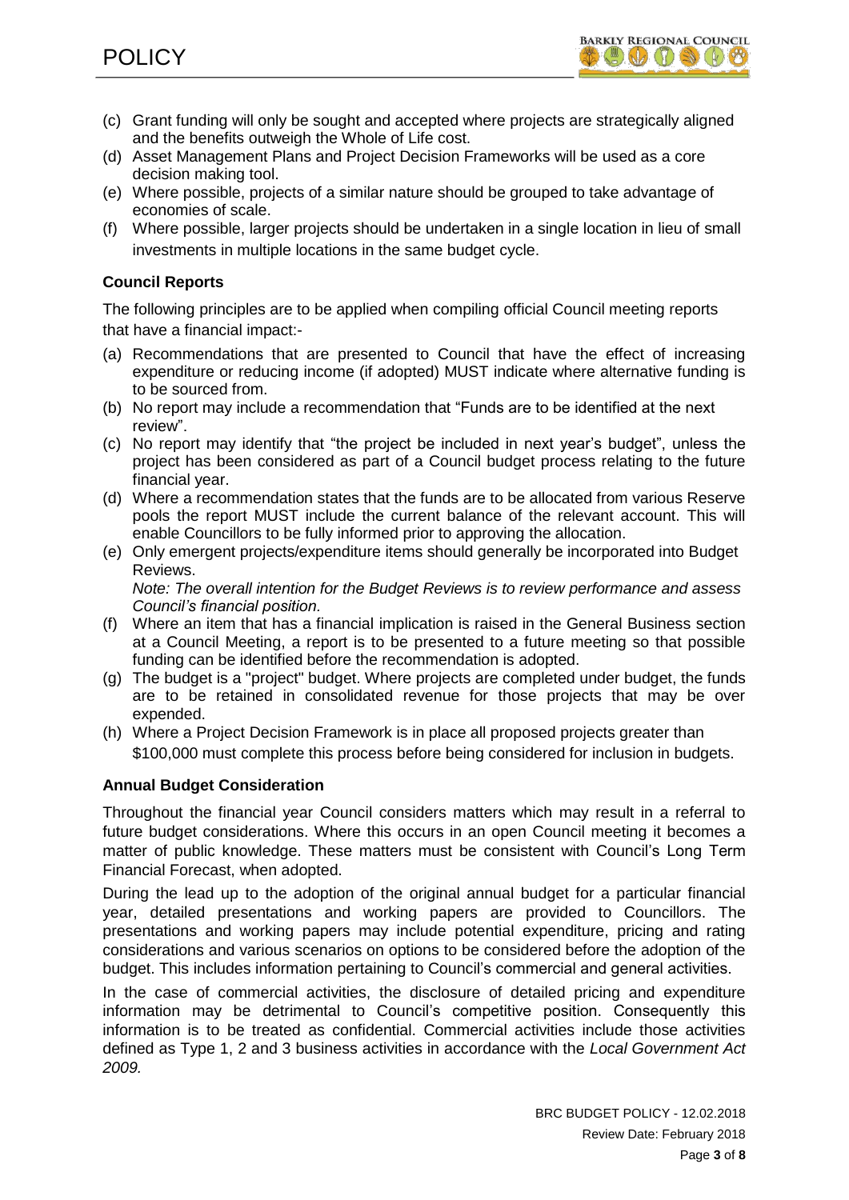(c) Grant funding will only be sought and accepted where projects are strategically aligned and the benefits outweigh the Whole of Life cost.
(d) Asset Management Plans and Project Decision Frameworks will be used as a core decision making tool.
(e) Where possible, projects of a similar nature should be grouped to take advantage of economies of scale.
(f) Where possible, larger projects should be undertaken in a single location in lieu of small investments in multiple locations in the same budget cycle.

**Council Reports**

The following principles are to be applied when compiling official Council meeting reports that have a financial impact:-

(a) Recommendations that are presented to Council that have the effect of increasing expenditure or reducing income (if adopted) MUST indicate where alternative funding is to be sourced from.
(b) No report may include a recommendation that "Funds are to be identified at the next review".
(c) No report may identify that "the project be included in next year's budget", unless the project has been considered as part of a Council budget process relating to the future financial year.
(d) Where a recommendation states that the funds are to be allocated from various Reserve pools the report MUST include the current balance of the relevant account. This will enable Councillors to be fully informed prior to approving the allocation.
(e) Only emergent projects/expenditure items should generally be incorporated into Budget Reviews.
*Note: The overall intention for the Budget Reviews is to review performance and assess Council's financial position.*
(f) Where an item that has a financial implication is raised in the General Business section at a Council Meeting, a report is to be presented to a future meeting so that possible funding can be identified before the recommendation is adopted.
(g) The budget is a "project" budget. Where projects are completed under budget, the funds are to be retained in consolidated revenue for those projects that may be over expended.
(h) Where a Project Decision Framework is in place all proposed projects greater than $100,000 must complete this process before being considered for inclusion in budgets.

**Annual Budget Consideration**

Throughout the financial year Council considers matters which may result in a referral to future budget considerations. Where this occurs in an open Council meeting it becomes a matter of public knowledge. These matters must be consistent with Council's Long Term Financial Forecast, when adopted.

During the lead up to the adoption of the original annual budget for a particular financial year, detailed presentations and working papers are provided to Councillors. The presentations and working papers may include potential expenditure, pricing and rating considerations and various scenarios on options to be considered before the adoption of the budget. This includes information pertaining to Council's commercial and general activities.

In the case of commercial activities, the disclosure of detailed pricing and expenditure information may be detrimental to Council's competitive position. Consequently this information is to be treated as confidential. Commercial activities include those activities defined as Type 1, 2 and 3 business activities in accordance with the *Local Government Act 2009.*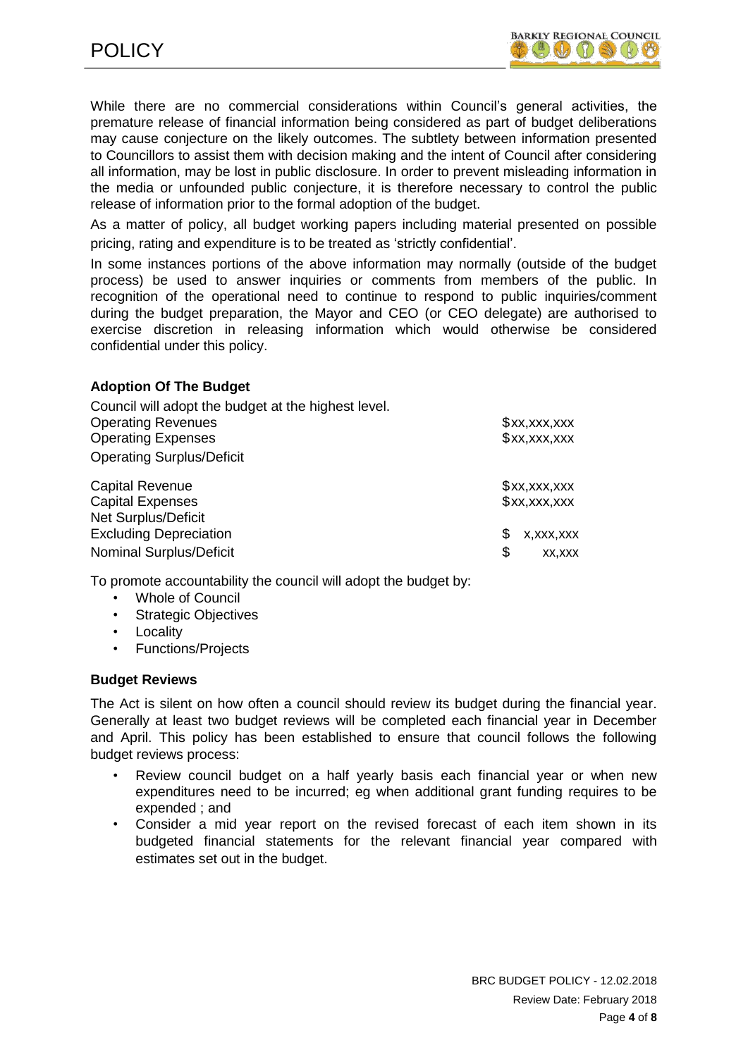While there are no commercial considerations within Council's general activities, the premature release of financial information being considered as part of budget deliberations may cause conjecture on the likely outcomes. The subtlety between information presented to Councillors to assist them with decision making and the intent of Council after considering all information, may be lost in public disclosure. In order to prevent misleading information in the media or unfounded public conjecture, it is therefore necessary to control the public release of information prior to the formal adoption of the budget.

As a matter of policy, all budget working papers including material presented on possible pricing, rating and expenditure is to be treated as 'strictly confidential'.

In some instances portions of the above information may normally (outside of the budget process) be used to answer inquiries or comments from members of the public. In recognition of the operational need to continue to respond to public inquiries/comment during the budget preparation, the Mayor and CEO (or CEO delegate) are authorised to exercise discretion in releasing information which would otherwise be considered confidential under this policy.

**Adoption Of The Budget**

Council will adopt the budget at the highest level.

| | |
|---|---|
| Operating Revenues | $xx,xxx,xxx |
| Operating Expenses | $xx,xxx,xxx |
| Operating Surplus/Deficit | |
| Capital Revenue | $xx,xxx,xxx |
| Capital Expenses | $xx,xxx,xxx |
| Net Surplus/Deficit Excluding Depreciation | $ x,xxx,xxx |
| Nominal Surplus/Deficit | $ xx,xxx |

To promote accountability the council will adopt the budget by:

- Whole of Council
- Strategic Objectives
- Locality
- Functions/Projects

**Budget Reviews**

The Act is silent on how often a council should review its budget during the financial year. Generally at least two budget reviews will be completed each financial year in December and April. This policy has been established to ensure that council follows the following budget reviews process:

- Review council budget on a half yearly basis each financial year or when new expenditures need to be incurred; eg when additional grant funding requires to be expended ; and
- Consider a mid year report on the revised forecast of each item shown in its budgeted financial statements for the relevant financial year compared with estimates set out in the budget.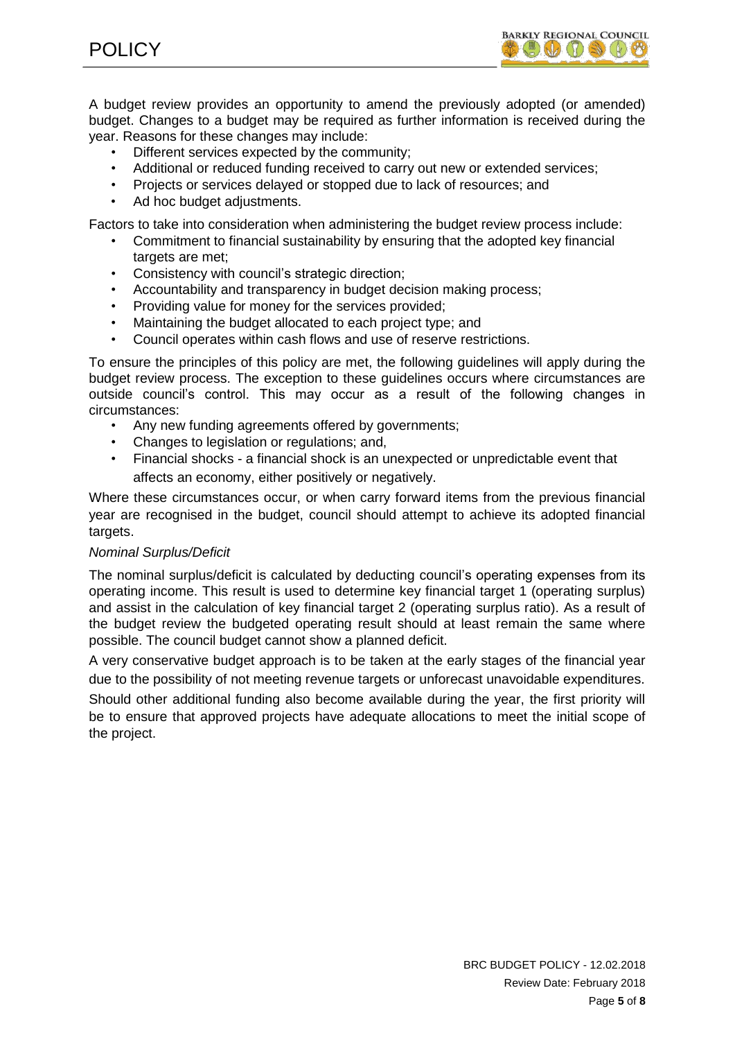A budget review provides an opportunity to amend the previously adopted (or amended) budget. Changes to a budget may be required as further information is received during the year. Reasons for these changes may include:

- Different services expected by the community;
- Additional or reduced funding received to carry out new or extended services;
- Projects or services delayed or stopped due to lack of resources; and
- Ad hoc budget adjustments.

Factors to take into consideration when administering the budget review process include:

- Commitment to financial sustainability by ensuring that the adopted key financial targets are met;
- Consistency with council's strategic direction;
- Accountability and transparency in budget decision making process;
- Providing value for money for the services provided;
- Maintaining the budget allocated to each project type; and
- Council operates within cash flows and use of reserve restrictions.

To ensure the principles of this policy are met, the following guidelines will apply during the budget review process. The exception to these guidelines occurs where circumstances are outside council's control. This may occur as a result of the following changes in circumstances:

- Any new funding agreements offered by governments;
- Changes to legislation or regulations; and,
- Financial shocks - a financial shock is an unexpected or unpredictable event that affects an economy, either positively or negatively.

Where these circumstances occur, or when carry forward items from the previous financial year are recognised in the budget, council should attempt to achieve its adopted financial targets.

*Nominal Surplus/Deficit*

The nominal surplus/deficit is calculated by deducting council's operating expenses from its operating income. This result is used to determine key financial target 1 (operating surplus) and assist in the calculation of key financial target 2 (operating surplus ratio). As a result of the budget review the budgeted operating result should at least remain the same where possible. The council budget cannot show a planned deficit.

A very conservative budget approach is to be taken at the early stages of the financial year due to the possibility of not meeting revenue targets or unforecast unavoidable expenditures.

Should other additional funding also become available during the year, the first priority will be to ensure that approved projects have adequate allocations to meet the initial scope of the project.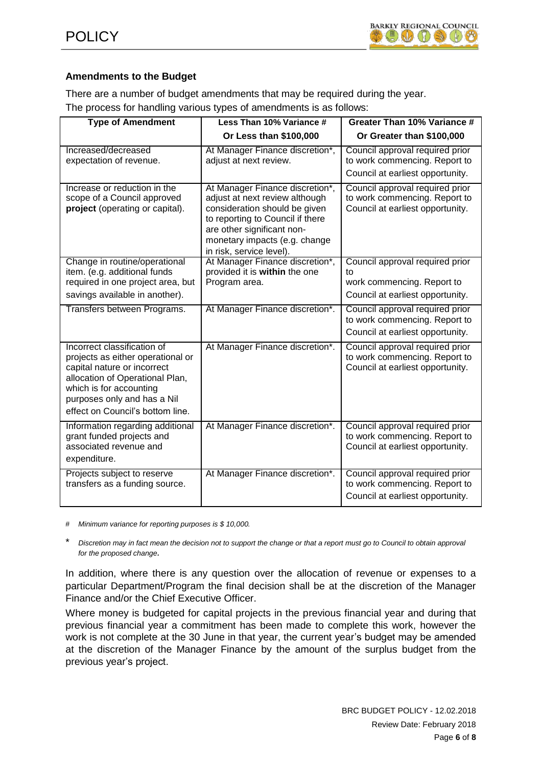**Amendments to the Budget**

There are a number of budget amendments that may be required during the year.
The process for handling various types of amendments is as follows:

| Type of Amendment | Less Than 10% Variance # Or Less than $100,000 | Greater Than 10% Variance # Or Greater than $100,000 |
|---|---|---|
| Increased/decreased expectation of revenue. | At Manager Finance discretion*, adjust at next review. | Council approval required prior to work commencing. Report to Council at earliest opportunity. |
| Increase or reduction in the scope of a Council approved **project** (operating or capital). | At Manager Finance discretion*, adjust at next review although consideration should be given to reporting to Council if there are other significant non-monetary impacts (e.g. change in risk, service level). | Council approval required prior to work commencing. Report to Council at earliest opportunity. |
| Change in routine/operational item. (e.g. additional funds required in one project area, but savings available in another). | At Manager Finance discretion*, provided it is **within** the one Program area. | Council approval required prior to work commencing. Report to Council at earliest opportunity. |
| Transfers between Programs. | At Manager Finance discretion*. | Council approval required prior to work commencing. Report to Council at earliest opportunity. |
| Incorrect classification of projects as either operational or capital nature or incorrect allocation of Operational Plan, which is for accounting purposes only and has a Nil effect on Council's bottom line. | At Manager Finance discretion*. | Council approval required prior to work commencing. Report to Council at earliest opportunity. |
| Information regarding additional grant funded projects and associated revenue and expenditure. | At Manager Finance discretion*. | Council approval required prior to work commencing. Report to Council at earliest opportunity. |
| Projects subject to reserve transfers as a funding source. | At Manager Finance discretion*. | Council approval required prior to work commencing. Report to Council at earliest opportunity. |

# *Minimum variance for reporting purposes is $ 10,000.*

\* *Discretion may in fact mean the decision not to support the change or that a report must go to Council to obtain approval for the proposed change.*

In addition, where there is any question over the allocation of revenue or expenses to a particular Department/Program the final decision shall be at the discretion of the Manager Finance and/or the Chief Executive Officer.

Where money is budgeted for capital projects in the previous financial year and during that previous financial year a commitment has been made to complete this work, however the work is not complete at the 30 June in that year, the current year's budget may be amended at the discretion of the Manager Finance by the amount of the surplus budget from the previous year's project.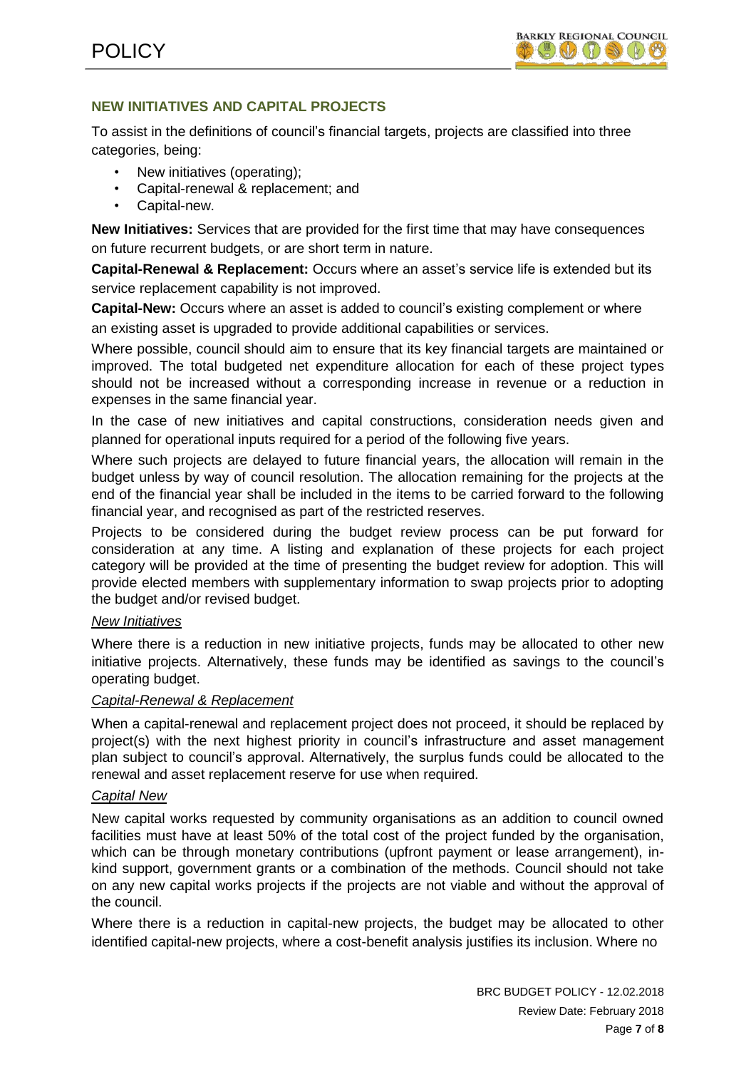## NEW INITIATIVES AND CAPITAL PROJECTS

To assist in the definitions of council's financial targets, projects are classified into three categories, being:

- New initiatives (operating);
- Capital-renewal & replacement; and
- Capital-new.

**New Initiatives:** Services that are provided for the first time that may have consequences on future recurrent budgets, or are short term in nature.

**Capital-Renewal & Replacement:** Occurs where an asset's service life is extended but its service replacement capability is not improved.

**Capital-New:** Occurs where an asset is added to council's existing complement or where an existing asset is upgraded to provide additional capabilities or services.

Where possible, council should aim to ensure that its key financial targets are maintained or improved. The total budgeted net expenditure allocation for each of these project types should not be increased without a corresponding increase in revenue or a reduction in expenses in the same financial year.

In the case of new initiatives and capital constructions, consideration needs given and planned for operational inputs required for a period of the following five years.

Where such projects are delayed to future financial years, the allocation will remain in the budget unless by way of council resolution. The allocation remaining for the projects at the end of the financial year shall be included in the items to be carried forward to the following financial year, and recognised as part of the restricted reserves.

Projects to be considered during the budget review process can be put forward for consideration at any time. A listing and explanation of these projects for each project category will be provided at the time of presenting the budget review for adoption. This will provide elected members with supplementary information to swap projects prior to adopting the budget and/or revised budget.

*New Initiatives*

Where there is a reduction in new initiative projects, funds may be allocated to other new initiative projects. Alternatively, these funds may be identified as savings to the council's operating budget.

*Capital-Renewal & Replacement*

When a capital-renewal and replacement project does not proceed, it should be replaced by project(s) with the next highest priority in council's infrastructure and asset management plan subject to council's approval. Alternatively, the surplus funds could be allocated to the renewal and asset replacement reserve for use when required.

*Capital New*

New capital works requested by community organisations as an addition to council owned facilities must have at least 50% of the total cost of the project funded by the organisation, which can be through monetary contributions (upfront payment or lease arrangement), in-kind support, government grants or a combination of the methods. Council should not take on any new capital works projects if the projects are not viable and without the approval of the council.

Where there is a reduction in capital-new projects, the budget may be allocated to other identified capital-new projects, where a cost-benefit analysis justifies its inclusion. Where no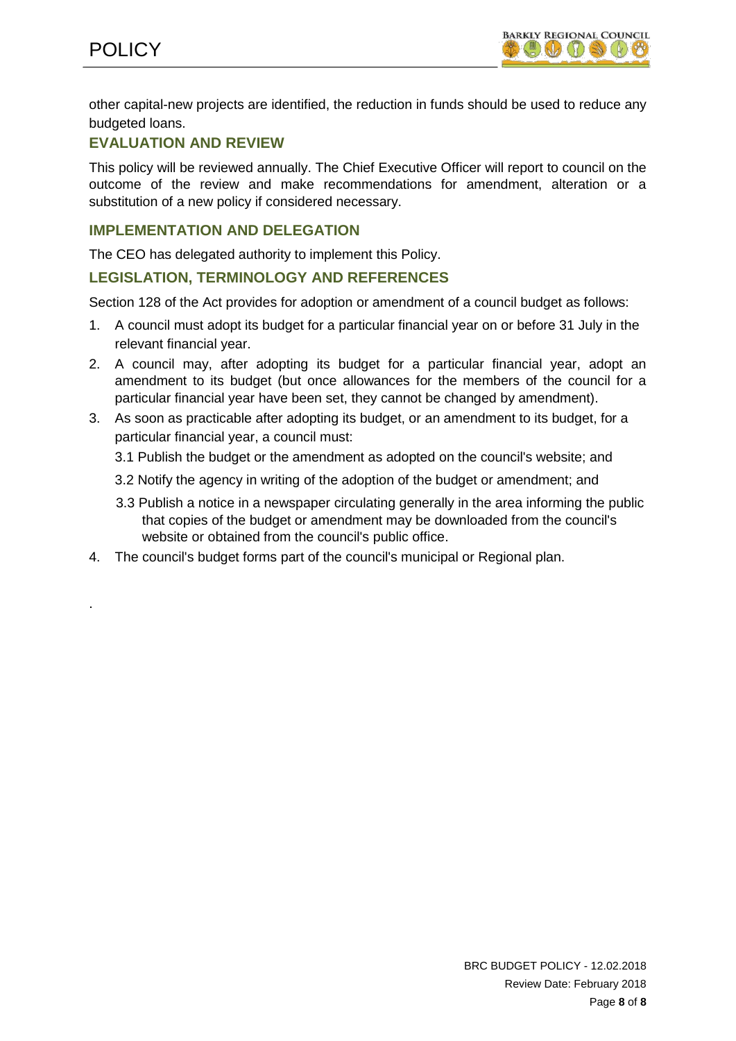other capital-new projects are identified, the reduction in funds should be used to reduce any budgeted loans.

## EVALUATION AND REVIEW

This policy will be reviewed annually. The Chief Executive Officer will report to council on the outcome of the review and make recommendations for amendment, alteration or a substitution of a new policy if considered necessary.

## IMPLEMENTATION AND DELEGATION

The CEO has delegated authority to implement this Policy.

## LEGISLATION, TERMINOLOGY AND REFERENCES

Section 128 of the Act provides for adoption or amendment of a council budget as follows:

1. A council must adopt its budget for a particular financial year on or before 31 July in the relevant financial year.
2. A council may, after adopting its budget for a particular financial year, adopt an amendment to its budget (but once allowances for the members of the council for a particular financial year have been set, they cannot be changed by amendment).
3. As soon as practicable after adopting its budget, or an amendment to its budget, for a particular financial year, a council must:

   3.1 Publish the budget or the amendment as adopted on the council's website; and

   3.2 Notify the agency in writing of the adoption of the budget or amendment; and

   3.3 Publish a notice in a newspaper circulating generally in the area informing the public that copies of the budget or amendment may be downloaded from the council's website or obtained from the council's public office.
4. The council's budget forms part of the council's municipal or Regional plan.

.